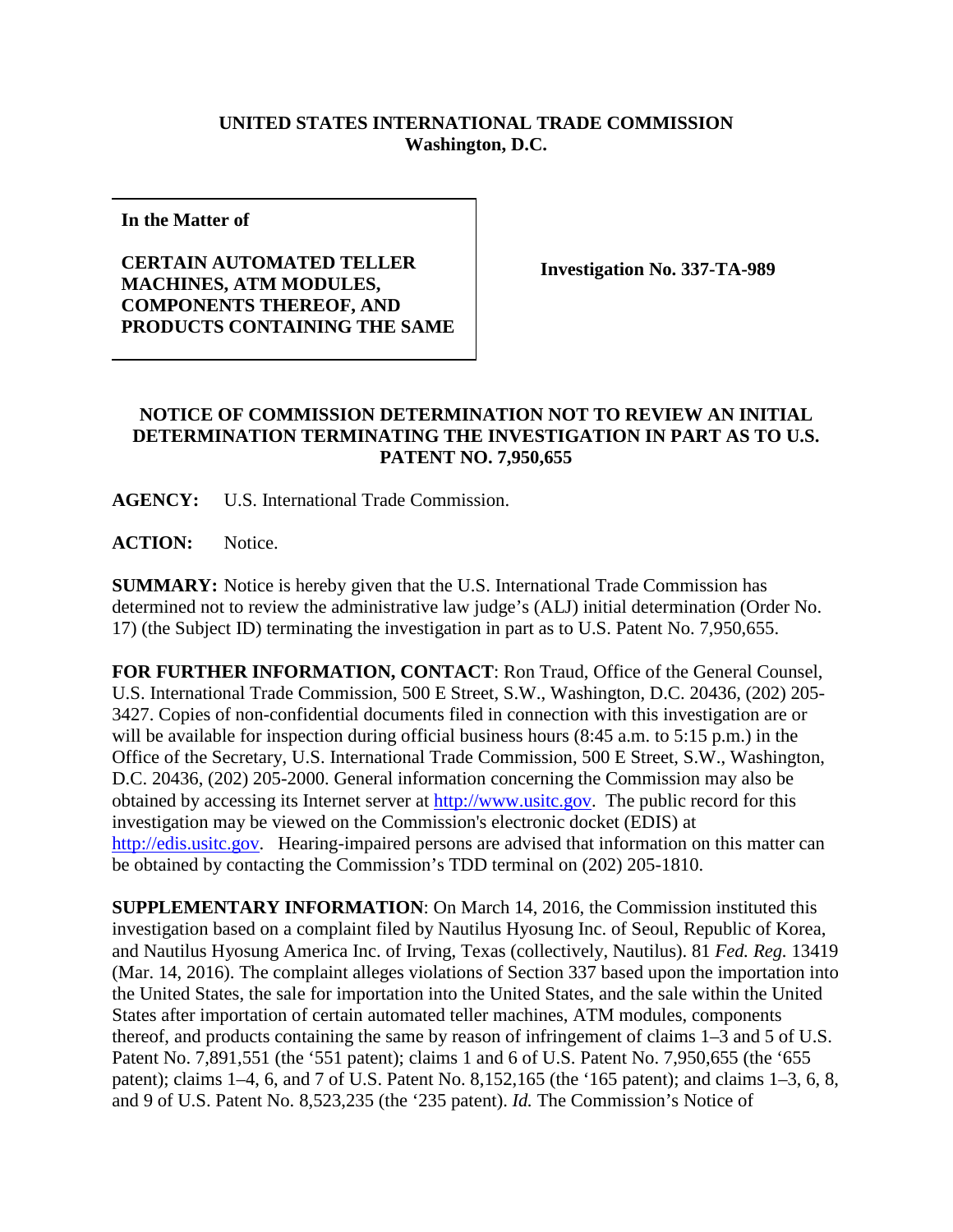**UNITED STATES INTERNATIONAL TRADE COMMISSION**
**Washington, D.C.**

**In the Matter of**

**CERTAIN AUTOMATED TELLER MACHINES, ATM MODULES, COMPONENTS THEREOF, AND PRODUCTS CONTAINING THE SAME**

**Investigation No. 337-TA-989**

**NOTICE OF COMMISSION DETERMINATION NOT TO REVIEW AN INITIAL DETERMINATION TERMINATING THE INVESTIGATION IN PART AS TO U.S. PATENT NO. 7,950,655**

**AGENCY:** U.S. International Trade Commission.

**ACTION:** Notice.

**SUMMARY:** Notice is hereby given that the U.S. International Trade Commission has determined not to review the administrative law judge's (ALJ) initial determination (Order No. 17) (the Subject ID) terminating the investigation in part as to U.S. Patent No. 7,950,655.

**FOR FURTHER INFORMATION, CONTACT**: Ron Traud, Office of the General Counsel, U.S. International Trade Commission, 500 E Street, S.W., Washington, D.C. 20436, (202) 205-3427. Copies of non-confidential documents filed in connection with this investigation are or will be available for inspection during official business hours (8:45 a.m. to 5:15 p.m.) in the Office of the Secretary, U.S. International Trade Commission, 500 E Street, S.W., Washington, D.C. 20436, (202) 205-2000. General information concerning the Commission may also be obtained by accessing its Internet server at http://www.usitc.gov. The public record for this investigation may be viewed on the Commission's electronic docket (EDIS) at http://edis.usitc.gov. Hearing-impaired persons are advised that information on this matter can be obtained by contacting the Commission's TDD terminal on (202) 205-1810.

**SUPPLEMENTARY INFORMATION**: On March 14, 2016, the Commission instituted this investigation based on a complaint filed by Nautilus Hyosung Inc. of Seoul, Republic of Korea, and Nautilus Hyosung America Inc. of Irving, Texas (collectively, Nautilus). 81 *Fed. Reg.* 13419 (Mar. 14, 2016). The complaint alleges violations of Section 337 based upon the importation into the United States, the sale for importation into the United States, and the sale within the United States after importation of certain automated teller machines, ATM modules, components thereof, and products containing the same by reason of infringement of claims 1–3 and 5 of U.S. Patent No. 7,891,551 (the '551 patent); claims 1 and 6 of U.S. Patent No. 7,950,655 (the '655 patent); claims 1–4, 6, and 7 of U.S. Patent No. 8,152,165 (the '165 patent); and claims 1–3, 6, 8, and 9 of U.S. Patent No. 8,523,235 (the '235 patent). *Id.* The Commission's Notice of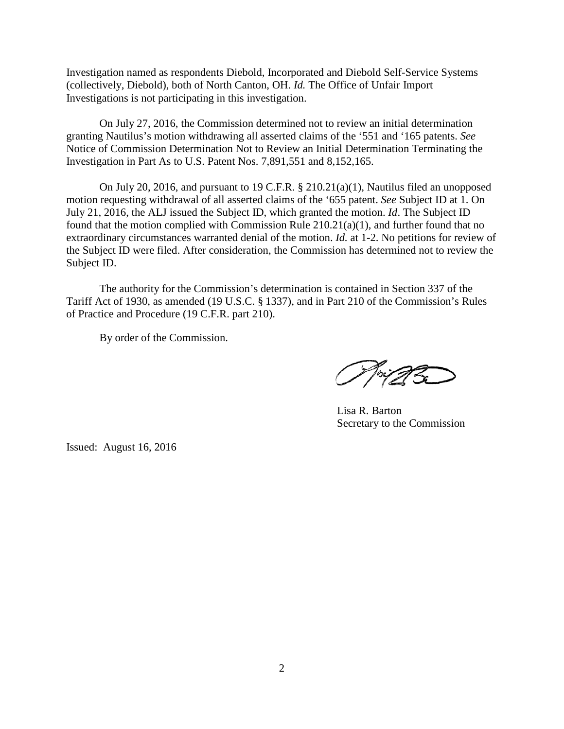Investigation named as respondents Diebold, Incorporated and Diebold Self-Service Systems (collectively, Diebold), both of North Canton, OH. *Id.* The Office of Unfair Import Investigations is not participating in this investigation.

On July 27, 2016, the Commission determined not to review an initial determination granting Nautilus's motion withdrawing all asserted claims of the '551 and '165 patents. *See* Notice of Commission Determination Not to Review an Initial Determination Terminating the Investigation in Part As to U.S. Patent Nos. 7,891,551 and 8,152,165.

On July 20, 2016, and pursuant to 19 C.F.R. § 210.21(a)(1), Nautilus filed an unopposed motion requesting withdrawal of all asserted claims of the '655 patent. *See* Subject ID at 1. On July 21, 2016, the ALJ issued the Subject ID, which granted the motion. *Id*. The Subject ID found that the motion complied with Commission Rule 210.21(a)(1), and further found that no extraordinary circumstances warranted denial of the motion. *Id.* at 1-2. No petitions for review of the Subject ID were filed. After consideration, the Commission has determined not to review the Subject ID.

The authority for the Commission's determination is contained in Section 337 of the Tariff Act of 1930, as amended (19 U.S.C. § 1337), and in Part 210 of the Commission's Rules of Practice and Procedure (19 C.F.R. part 210).

By order of the Commission.

Lisa R. Barton
Secretary to the Commission

Issued: August 16, 2016